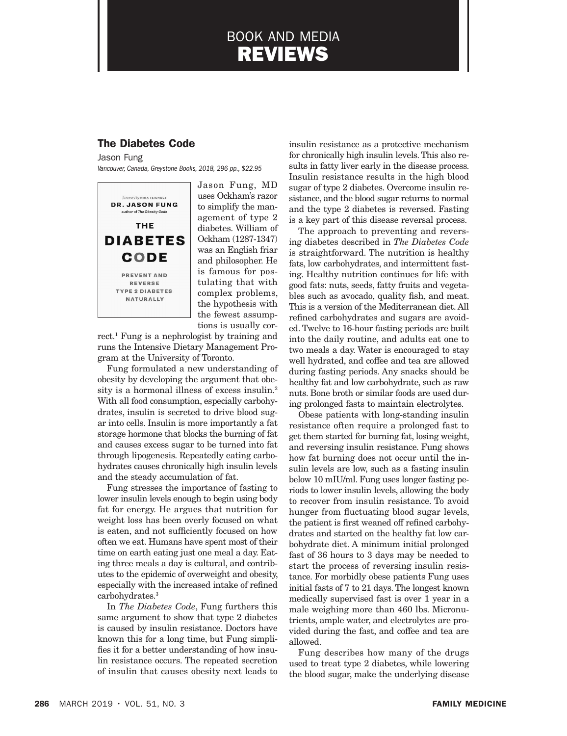# BOOK AND MEDIA REVIEWS

## The Diabetes Code

Jason Fung

*Vancouver, Canada, Greystone Books, 2018, 296 pp., $22.95*

Jason Fung, MD uses Ockham's razor to simplify the management of type 2 diabetes. William of Ockham (1287-1347) was an English friar and philosopher. He is famous for postulating that with complex problems, the hypothesis with the fewest assumptions is usually correct.[1] Fung is a nephrologist by training and runs the Intensive Dietary Management Program at the University of Toronto.

Fung formulated a new understanding of obesity by developing the argument that obesity is a hormonal illness of excess insulin.[2] With all food consumption, especially carbohydrates, insulin is secreted to drive blood sugar into cells. Insulin is more importantly a fat storage hormone that blocks the burning of fat and causes excess sugar to be turned into fat through lipogenesis. Repeatedly eating carbohydrates causes chronically high insulin levels and the steady accumulation of fat.

Fung stresses the importance of fasting to lower insulin levels enough to begin using body fat for energy. He argues that nutrition for weight loss has been overly focused on what is eaten, and not sufficiently focused on how often we eat. Humans have spent most of their time on earth eating just one meal a day. Eating three meals a day is cultural, and contributes to the epidemic of overweight and obesity, especially with the increased intake of refined carbohydrates.[3]

In *The Diabetes Code*, Fung furthers this same argument to show that type 2 diabetes is caused by insulin resistance. Doctors have known this for a long time, but Fung simplifies it for a better understanding of how insulin resistance occurs. The repeated secretion of insulin that causes obesity next leads to insulin resistance as a protective mechanism for chronically high insulin levels. This also results in fatty liver early in the disease process. Insulin resistance results in the high blood sugar of type 2 diabetes. Overcome insulin resistance, and the blood sugar returns to normal and the type 2 diabetes is reversed. Fasting is a key part of this disease reversal process.

The approach to preventing and reversing diabetes described in *The Diabetes Code* is straightforward. The nutrition is healthy fats, low carbohydrates, and intermittent fasting. Healthy nutrition continues for life with good fats: nuts, seeds, fatty fruits and vegetables such as avocado, quality fish, and meat. This is a version of the Mediterranean diet. All refined carbohydrates and sugars are avoided. Twelve to 16-hour fasting periods are built into the daily routine, and adults eat one to two meals a day. Water is encouraged to stay well hydrated, and coffee and tea are allowed during fasting periods. Any snacks should be healthy fat and low carbohydrate, such as raw nuts. Bone broth or similar foods are used during prolonged fasts to maintain electrolytes.

Obese patients with long-standing insulin resistance often require a prolonged fast to get them started for burning fat, losing weight, and reversing insulin resistance. Fung shows how fat burning does not occur until the insulin levels are low, such as a fasting insulin below 10 mIU/ml. Fung uses longer fasting periods to lower insulin levels, allowing the body to recover from insulin resistance. To avoid hunger from fluctuating blood sugar levels, the patient is first weaned off refined carbohydrates and started on the healthy fat low carbohydrate diet. A minimum initial prolonged fast of 36 hours to 3 days may be needed to start the process of reversing insulin resistance. For morbidly obese patients Fung uses initial fasts of 7 to 21 days. The longest known medically supervised fast is over 1 year in a male weighing more than 460 lbs. Micronutrients, ample water, and electrolytes are provided during the fast, and coffee and tea are allowed.

Fung describes how many of the drugs used to treat type 2 diabetes, while lowering the blood sugar, make the underlying disease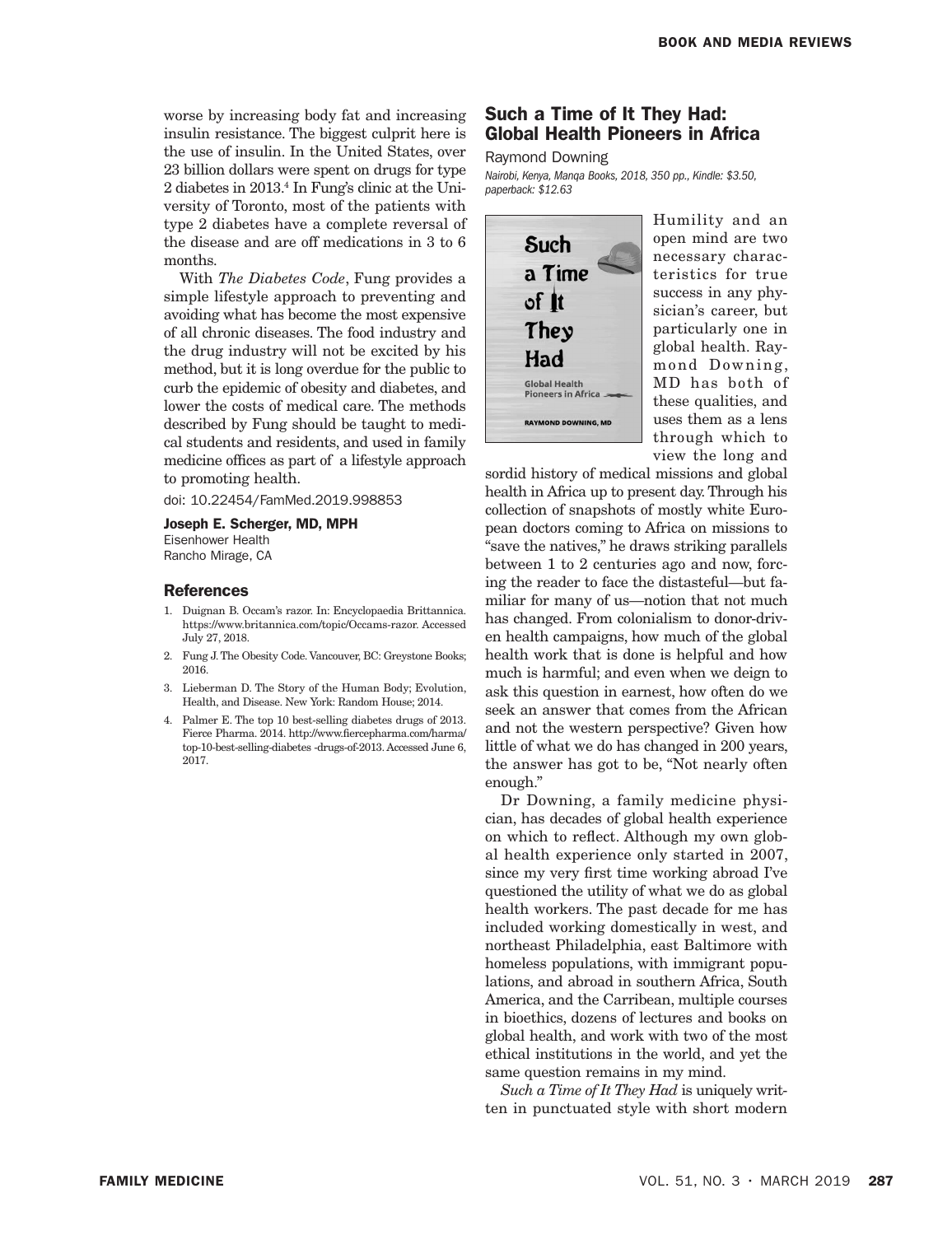worse by increasing body fat and increasing insulin resistance. The biggest culprit here is the use of insulin. In the United States, over 23 billion dollars were spent on drugs for type 2 diabetes in 2013.[4] In Fung's clinic at the University of Toronto, most of the patients with type 2 diabetes have a complete reversal of the disease and are off medications in 3 to 6 months.

With *The Diabetes Code*, Fung provides a simple lifestyle approach to preventing and avoiding what has become the most expensive of all chronic diseases. The food industry and the drug industry will not be excited by his method, but it is long overdue for the public to curb the epidemic of obesity and diabetes, and lower the costs of medical care. The methods described by Fung should be taught to medical students and residents, and used in family medicine offices as part of a lifestyle approach to promoting health.

doi: 10.22454/FamMed.2019.998853

**Joseph E. Scherger, MD, MPH**
Eisenhower Health
Rancho Mirage, CA

### References

1. Duignan B. Occam's razor. In: Encyclopaedia Brittannica. https://www.britannica.com/topic/Occams-razor. Accessed July 27, 2018.
2. Fung J. The Obesity Code. Vancouver, BC: Greystone Books; 2016.
3. Lieberman D. The Story of the Human Body; Evolution, Health, and Disease. New York: Random House; 2014.
4. Palmer E. The top 10 best-selling diabetes drugs of 2013. Fierce Pharma. 2014. http://www.fiercepharma.com/harma/top-10-best-selling-diabetes -drugs-of-2013. Accessed June 6, 2017.

## Such a Time of It They Had: Global Health Pioneers in Africa

Raymond Downing

*Nairobi, Kenya, Manqa Books, 2018, 350 pp., Kindle: $3.50, paperback: $12.63*

Humility and an open mind are two necessary characteristics for true success in any physician's career, but particularly one in global health. Raymond Downing, MD has both of these qualities, and uses them as a lens through which to view the long and sordid history of medical missions and global health in Africa up to present day. Through his collection of snapshots of mostly white European doctors coming to Africa on missions to "save the natives," he draws striking parallels between 1 to 2 centuries ago and now, forcing the reader to face the distasteful—but familiar for many of us—notion that not much has changed. From colonialism to donor-driven health campaigns, how much of the global health work that is done is helpful and how much is harmful; and even when we deign to ask this question in earnest, how often do we seek an answer that comes from the African and not the western perspective? Given how little of what we do has changed in 200 years, the answer has got to be, "Not nearly often enough."

Dr Downing, a family medicine physician, has decades of global health experience on which to reflect. Although my own global health experience only started in 2007, since my very first time working abroad I've questioned the utility of what we do as global health workers. The past decade for me has included working domestically in west, and northeast Philadelphia, east Baltimore with homeless populations, with immigrant populations, and abroad in southern Africa, South America, and the Carribean, multiple courses in bioethics, dozens of lectures and books on global health, and work with two of the most ethical institutions in the world, and yet the same question remains in my mind.

*Such a Time of It They Had* is uniquely written in punctuated style with short modern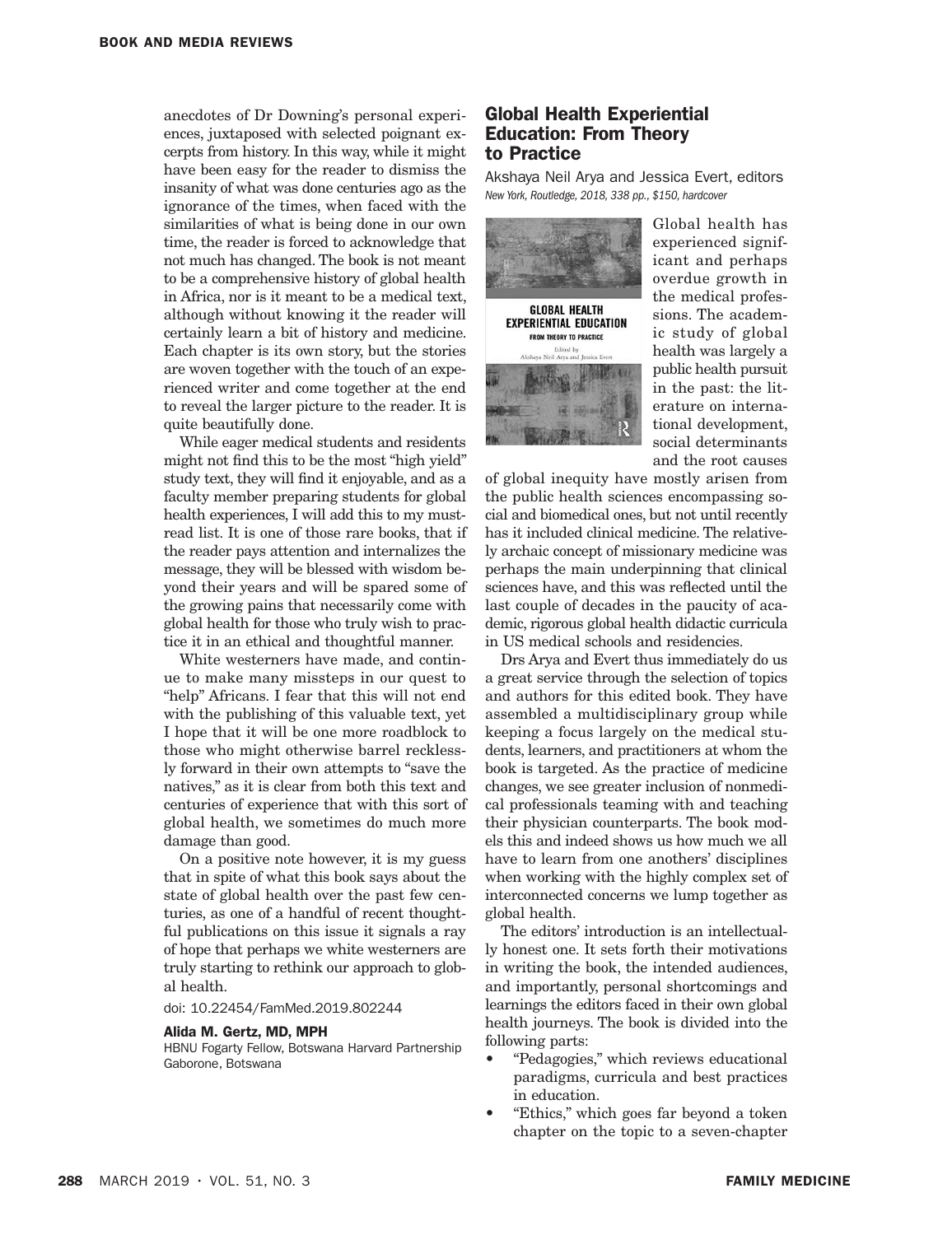anecdotes of Dr Downing's personal experiences, juxtaposed with selected poignant excerpts from history. In this way, while it might have been easy for the reader to dismiss the insanity of what was done centuries ago as the ignorance of the times, when faced with the similarities of what is being done in our own time, the reader is forced to acknowledge that not much has changed. The book is not meant to be a comprehensive history of global health in Africa, nor is it meant to be a medical text, although without knowing it the reader will certainly learn a bit of history and medicine. Each chapter is its own story, but the stories are woven together with the touch of an experienced writer and come together at the end to reveal the larger picture to the reader. It is quite beautifully done.

While eager medical students and residents might not find this to be the most "high yield" study text, they will find it enjoyable, and as a faculty member preparing students for global health experiences, I will add this to my must-read list. It is one of those rare books, that if the reader pays attention and internalizes the message, they will be blessed with wisdom beyond their years and will be spared some of the growing pains that necessarily come with global health for those who truly wish to practice it in an ethical and thoughtful manner.

White westerners have made, and continue to make many missteps in our quest to "help" Africans. I fear that this will not end with the publishing of this valuable text, yet I hope that it will be one more roadblock to those who might otherwise barrel recklessly forward in their own attempts to "save the natives," as it is clear from both this text and centuries of experience that with this sort of global health, we sometimes do much more damage than good.

On a positive note however, it is my guess that in spite of what this book says about the state of global health over the past few centuries, as one of a handful of recent thoughtful publications on this issue it signals a ray of hope that perhaps we white westerners are truly starting to rethink our approach to global health.

doi: 10.22454/FamMed.2019.802244

**Alida M. Gertz, MD, MPH**
HBNU Fogarty Fellow, Botswana Harvard Partnership
Gaborone, Botswana

## Global Health Experiential Education: From Theory to Practice

Akshaya Neil Arya and Jessica Evert, editors
*New York, Routledge, 2018, 338 pp., $150, hardcover*

Global health has experienced significant and perhaps overdue growth in the medical professions. The academic study of global health was largely a public health pursuit in the past: the literature on international development, social determinants and the root causes of global inequity have mostly arisen from the public health sciences encompassing social and biomedical ones, but not until recently has it included clinical medicine. The relatively archaic concept of missionary medicine was perhaps the main underpinning that clinical sciences have, and this was reflected until the last couple of decades in the paucity of academic, rigorous global health didactic curricula in US medical schools and residencies.

Drs Arya and Evert thus immediately do us a great service through the selection of topics and authors for this edited book. They have assembled a multidisciplinary group while keeping a focus largely on the medical students, learners, and practitioners at whom the book is targeted. As the practice of medicine changes, we see greater inclusion of nonmedical professionals teaming with and teaching their physician counterparts. The book models this and indeed shows us how much we all have to learn from one anothers' disciplines when working with the highly complex set of interconnected concerns we lump together as global health.

The editors' introduction is an intellectually honest one. It sets forth their motivations in writing the book, the intended audiences, and importantly, personal shortcomings and learnings the editors faced in their own global health journeys. The book is divided into the following parts:

- "Pedagogies," which reviews educational paradigms, curricula and best practices in education.
- "Ethics," which goes far beyond a token chapter on the topic to a seven-chapter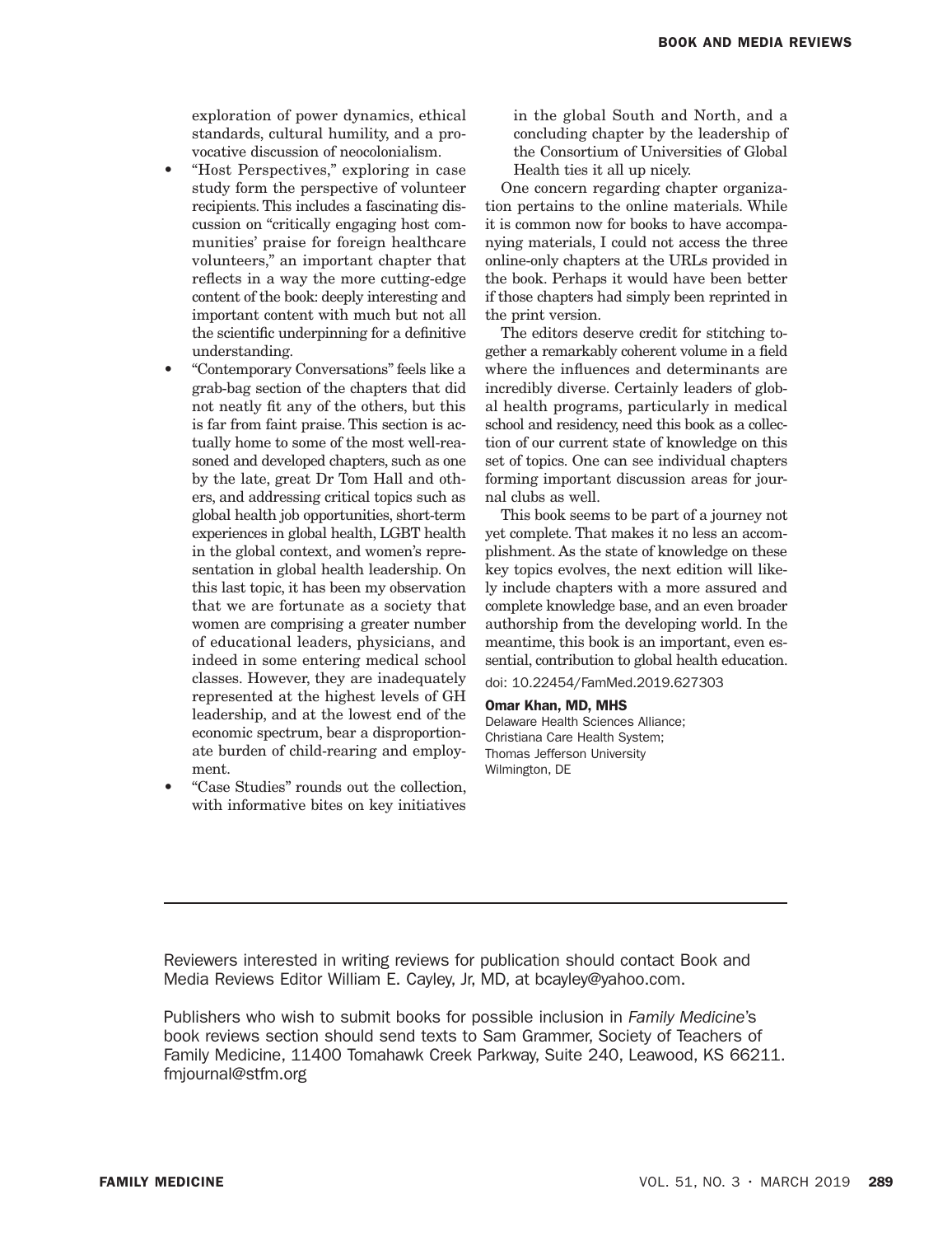exploration of power dynamics, ethical standards, cultural humility, and a provocative discussion of neocolonialism.

- "Host Perspectives," exploring in case study form the perspective of volunteer recipients. This includes a fascinating discussion on "critically engaging host communities' praise for foreign healthcare volunteers," an important chapter that reflects in a way the more cutting-edge content of the book: deeply interesting and important content with much but not all the scientific underpinning for a definitive understanding.
- "Contemporary Conversations" feels like a grab-bag section of the chapters that did not neatly fit any of the others, but this is far from faint praise. This section is actually home to some of the most well-reasoned and developed chapters, such as one by the late, great Dr Tom Hall and others, and addressing critical topics such as global health job opportunities, short-term experiences in global health, LGBT health in the global context, and women's representation in global health leadership. On this last topic, it has been my observation that we are fortunate as a society that women are comprising a greater number of educational leaders, physicians, and indeed in some entering medical school classes. However, they are inadequately represented at the highest levels of GH leadership, and at the lowest end of the economic spectrum, bear a disproportionate burden of child-rearing and employment.
- "Case Studies" rounds out the collection, with informative bites on key initiatives in the global South and North, and a concluding chapter by the leadership of the Consortium of Universities of Global Health ties it all up nicely.

One concern regarding chapter organization pertains to the online materials. While it is common now for books to have accompanying materials, I could not access the three online-only chapters at the URLs provided in the book. Perhaps it would have been better if those chapters had simply been reprinted in the print version.

The editors deserve credit for stitching together a remarkably coherent volume in a field where the influences and determinants are incredibly diverse. Certainly leaders of global health programs, particularly in medical school and residency, need this book as a collection of our current state of knowledge on this set of topics. One can see individual chapters forming important discussion areas for journal clubs as well.

This book seems to be part of a journey not yet complete. That makes it no less an accomplishment. As the state of knowledge on these key topics evolves, the next edition will likely include chapters with a more assured and complete knowledge base, and an even broader authorship from the developing world. In the meantime, this book is an important, even essential, contribution to global health education.

doi: 10.22454/FamMed.2019.627303

**Omar Khan, MD, MHS**
Delaware Health Sciences Alliance;
Christiana Care Health System;
Thomas Jefferson University
Wilmington, DE

---

Reviewers interested in writing reviews for publication should contact Book and Media Reviews Editor William E. Cayley, Jr, MD, at bcayley@yahoo.com.

Publishers who wish to submit books for possible inclusion in *Family Medicine*'s book reviews section should send texts to Sam Grammer, Society of Teachers of Family Medicine, 11400 Tomahawk Creek Parkway, Suite 240, Leawood, KS 66211. fmjournal@stfm.org